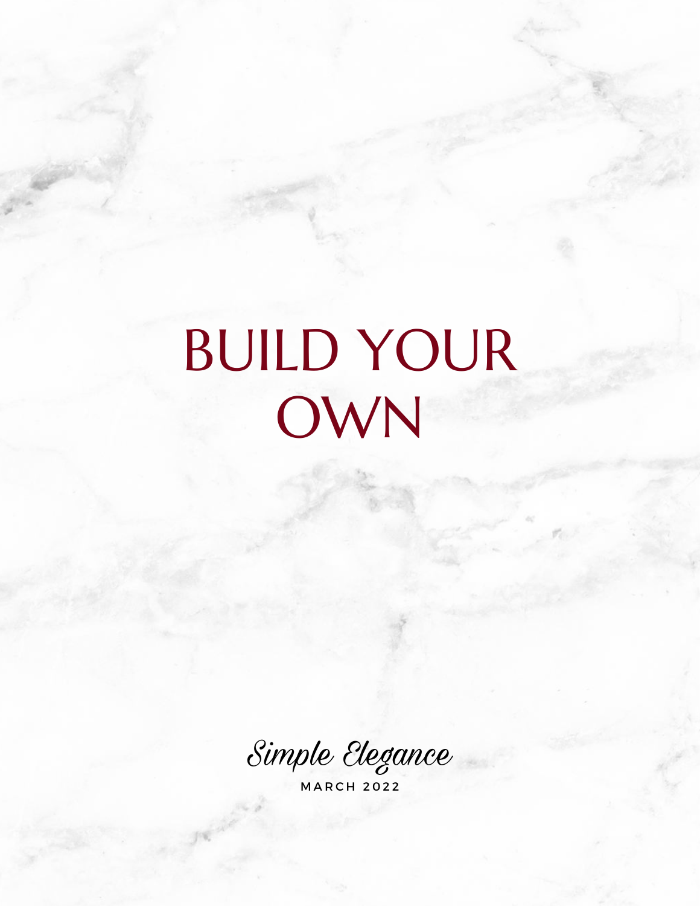# BUILD YOUR OWN

*Simple Elegance*

MARCH 2022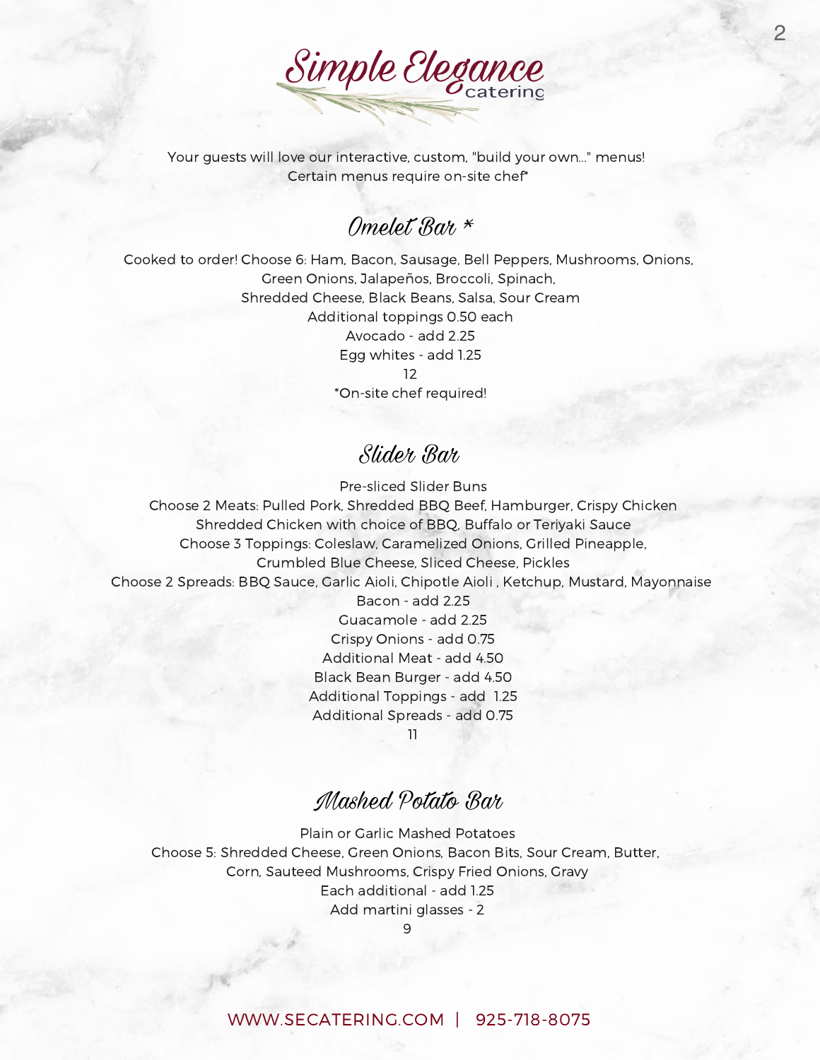# Simple Elegance catering

Your guests will love our interactive, custom, "build your own..." menus!
Certain menus require on-site chef*

## Omelet Bar *

Cooked to order! Choose 6: Ham, Bacon, Sausage, Bell Peppers, Mushrooms, Onions, Green Onions, Jalapeños, Broccoli, Spinach, Shredded Cheese, Black Beans, Salsa, Sour Cream

Additional toppings 0.50 each

Avocado - add 2.25

Egg whites - add 1.25

12

*On-site chef required!

## Slider Bar

Pre-sliced Slider Buns

Choose 2 Meats: Pulled Pork, Shredded BBQ Beef, Hamburger, Crispy Chicken

Shredded Chicken with choice of BBQ, Buffalo or Teriyaki Sauce

Choose 3 Toppings: Coleslaw, Caramelized Onions, Grilled Pineapple, Crumbled Blue Cheese, Sliced Cheese, Pickles

Choose 2 Spreads: BBQ Sauce, Garlic Aioli, Chipotle Aioli , Ketchup, Mustard, Mayonnaise

Bacon - add 2.25

Guacamole - add 2.25

Crispy Onions - add 0.75

Additional Meat - add 4.50

Black Bean Burger - add 4.50

Additional Toppings - add 1.25

Additional Spreads - add 0.75

11

## Mashed Potato Bar

Plain or Garlic Mashed Potatoes

Choose 5: Shredded Cheese, Green Onions, Bacon Bits, Sour Cream, Butter, Corn, Sauteed Mushrooms, Crispy Fried Onions, Gravy

Each additional - add 1.25

Add martini glasses - 2

9

WWW.SECATERING.COM | 925-718-8075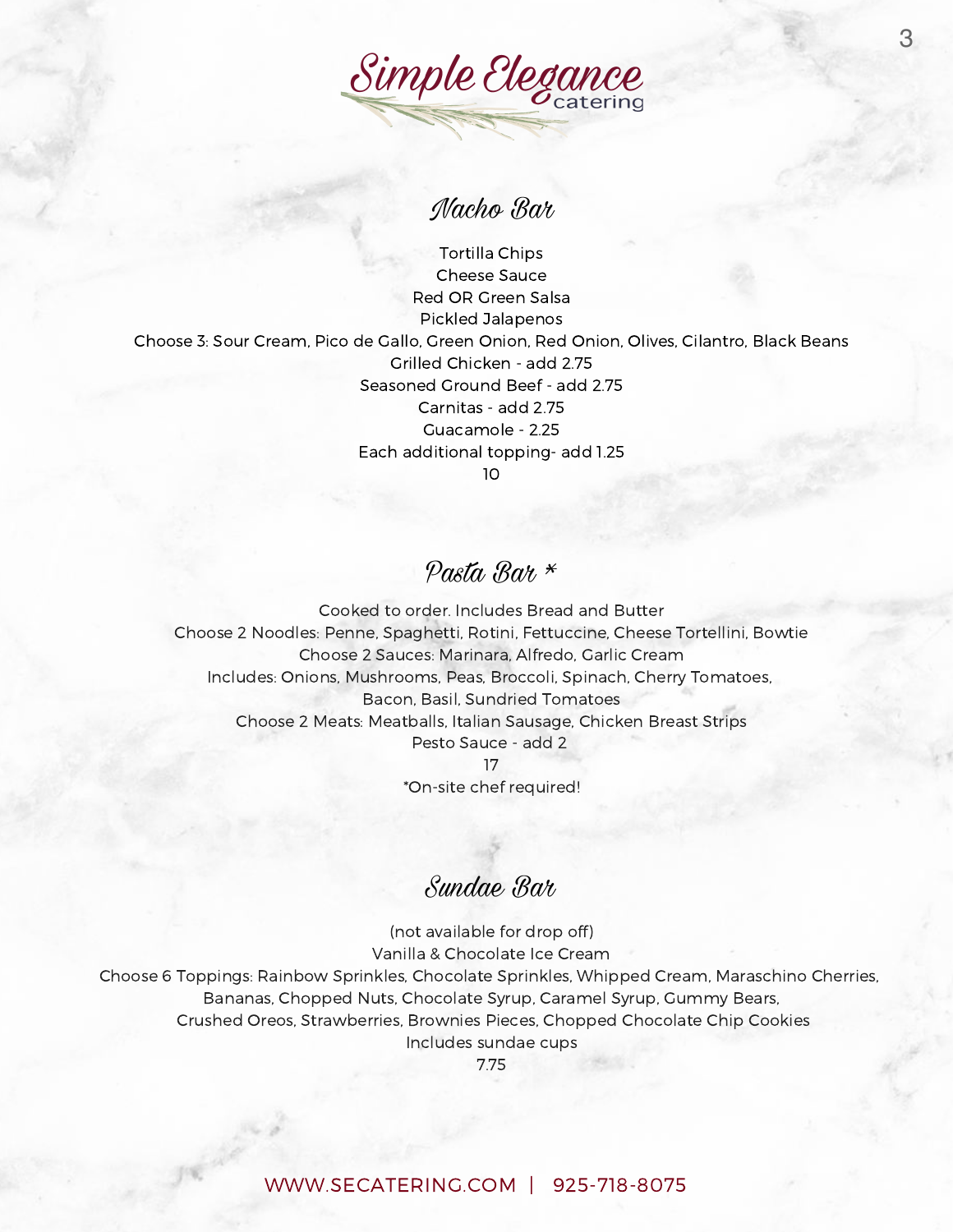# Simple Elegance catering

## Nacho Bar

Tortilla Chips
Cheese Sauce
Red OR Green Salsa
Pickled Jalapenos
Choose 3: Sour Cream, Pico de Gallo, Green Onion, Red Onion, Olives, Cilantro, Black Beans
Grilled Chicken - add 2.75
Seasoned Ground Beef - add 2.75
Carnitas - add 2.75
Guacamole - 2.25
Each additional topping- add 1.25
10

## Pasta Bar *

Cooked to order. Includes Bread and Butter
Choose 2 Noodles: Penne, Spaghetti, Rotini, Fettuccine, Cheese Tortellini, Bowtie
Choose 2 Sauces: Marinara, Alfredo, Garlic Cream
Includes: Onions, Mushrooms, Peas, Broccoli, Spinach, Cherry Tomatoes,
Bacon, Basil, Sundried Tomatoes
Choose 2 Meats: Meatballs, Italian Sausage, Chicken Breast Strips
Pesto Sauce - add 2
17
*On-site chef required!

## Sundae Bar

(not available for drop off)
Vanilla & Chocolate Ice Cream
Choose 6 Toppings: Rainbow Sprinkles, Chocolate Sprinkles, Whipped Cream, Maraschino Cherries,
Bananas, Chopped Nuts, Chocolate Syrup, Caramel Syrup, Gummy Bears,
Crushed Oreos, Strawberries, Brownies Pieces, Chopped Chocolate Chip Cookies
Includes sundae cups
7.75

WWW.SECATERING.COM | 925-718-8075